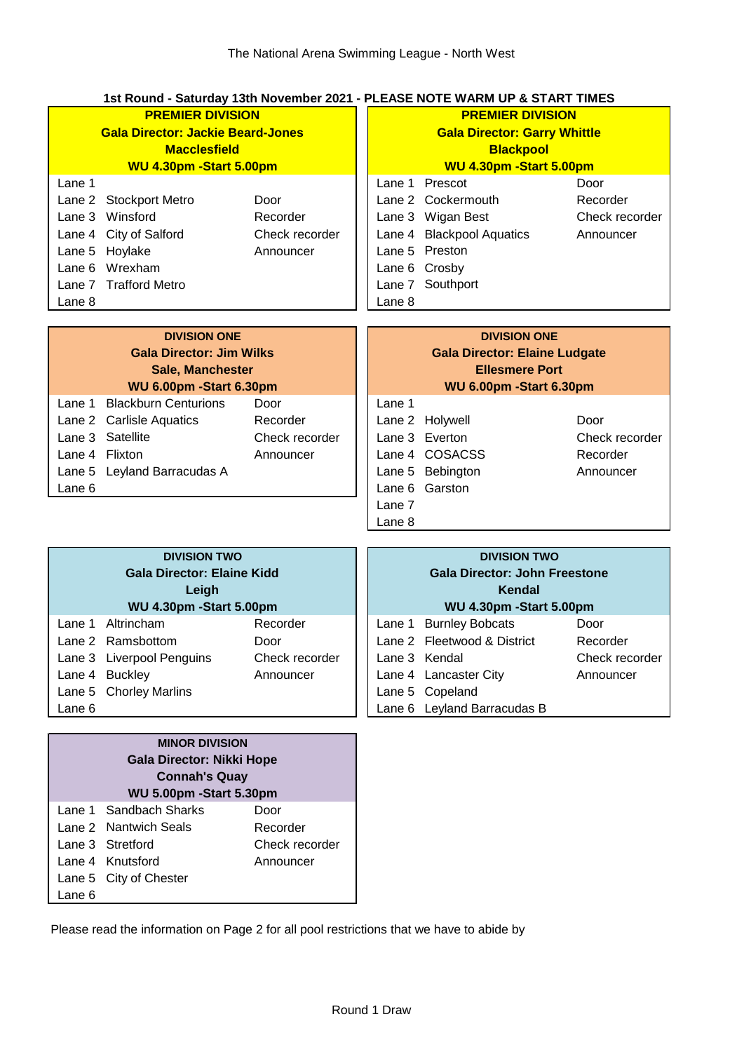The National Arena Swimming League - North West

## 1st Round - Saturday 13th November 2021 - PLEASE NOTE WARM UP & START TIMES

### PREMIER DIVISION
**Gala Director: Jackie Beard-Jones**
**Macclesfield**
**WU 4.30pm -Start 5.00pm**

| Lane | Club | Duty |
|---|---|---|
| Lane 1 | | |
| Lane 2 | Stockport Metro | Door |
| Lane 3 | Winsford | Recorder |
| Lane 4 | City of Salford | Check recorder |
| Lane 5 | Hoylake | Announcer |
| Lane 6 | Wrexham | |
| Lane 7 | Trafford Metro | |
| Lane 8 | | |

### PREMIER DIVISION
**Gala Director: Garry Whittle**
**Blackpool**
**WU 4.30pm -Start 5.00pm**

| Lane | Club | Duty |
|---|---|---|
| Lane 1 | Prescot | Door |
| Lane 2 | Cockermouth | Recorder |
| Lane 3 | Wigan Best | Check recorder |
| Lane 4 | Blackpool Aquatics | Announcer |
| Lane 5 | Preston | |
| Lane 6 | Crosby | |
| Lane 7 | Southport | |
| Lane 8 | | |

### DIVISION ONE
**Gala Director: Jim Wilks**
**Sale, Manchester**
**WU 6.00pm -Start 6.30pm**

| Lane | Club | Duty |
|---|---|---|
| Lane 1 | Blackburn Centurions | Door |
| Lane 2 | Carlisle Aquatics | Recorder |
| Lane 3 | Satellite | Check recorder |
| Lane 4 | Flixton | Announcer |
| Lane 5 | Leyland Barracudas A | |
| Lane 6 | | |

### DIVISION ONE
**Gala Director: Elaine Ludgate**
**Ellesmere Port**
**WU 6.00pm -Start 6.30pm**

| Lane | Club | Duty |
|---|---|---|
| Lane 1 | | |
| Lane 2 | Holywell | Door |
| Lane 3 | Everton | Check recorder |
| Lane 4 | COSACSS | Recorder |
| Lane 5 | Bebington | Announcer |
| Lane 6 | Garston | |
| Lane 7 | | |
| Lane 8 | | |

### DIVISION TWO
**Gala Director: Elaine Kidd**
**Leigh**
**WU 4.30pm -Start 5.00pm**

| Lane | Club | Duty |
|---|---|---|
| Lane 1 | Altrincham | Recorder |
| Lane 2 | Ramsbottom | Door |
| Lane 3 | Liverpool Penguins | Check recorder |
| Lane 4 | Buckley | Announcer |
| Lane 5 | Chorley Marlins | |
| Lane 6 | | |

### DIVISION TWO
**Gala Director: John Freestone**
**Kendal**
**WU 4.30pm -Start 5.00pm**

| Lane | Club | Duty |
|---|---|---|
| Lane 1 | Burnley Bobcats | Door |
| Lane 2 | Fleetwood & District | Recorder |
| Lane 3 | Kendal | Check recorder |
| Lane 4 | Lancaster City | Announcer |
| Lane 5 | Copeland | |
| Lane 6 | Leyland Barracudas B | |

### MINOR DIVISION
**Gala Director: Nikki Hope**
**Connah's Quay**
**WU 5.00pm -Start 5.30pm**

| Lane | Club | Duty |
|---|---|---|
| Lane 1 | Sandbach Sharks | Door |
| Lane 2 | Nantwich Seals | Recorder |
| Lane 3 | Stretford | Check recorder |
| Lane 4 | Knutsford | Announcer |
| Lane 5 | City of Chester | |
| Lane 6 | | |

Please read the information on Page 2 for all pool restrictions that we have to abide by

Round 1 Draw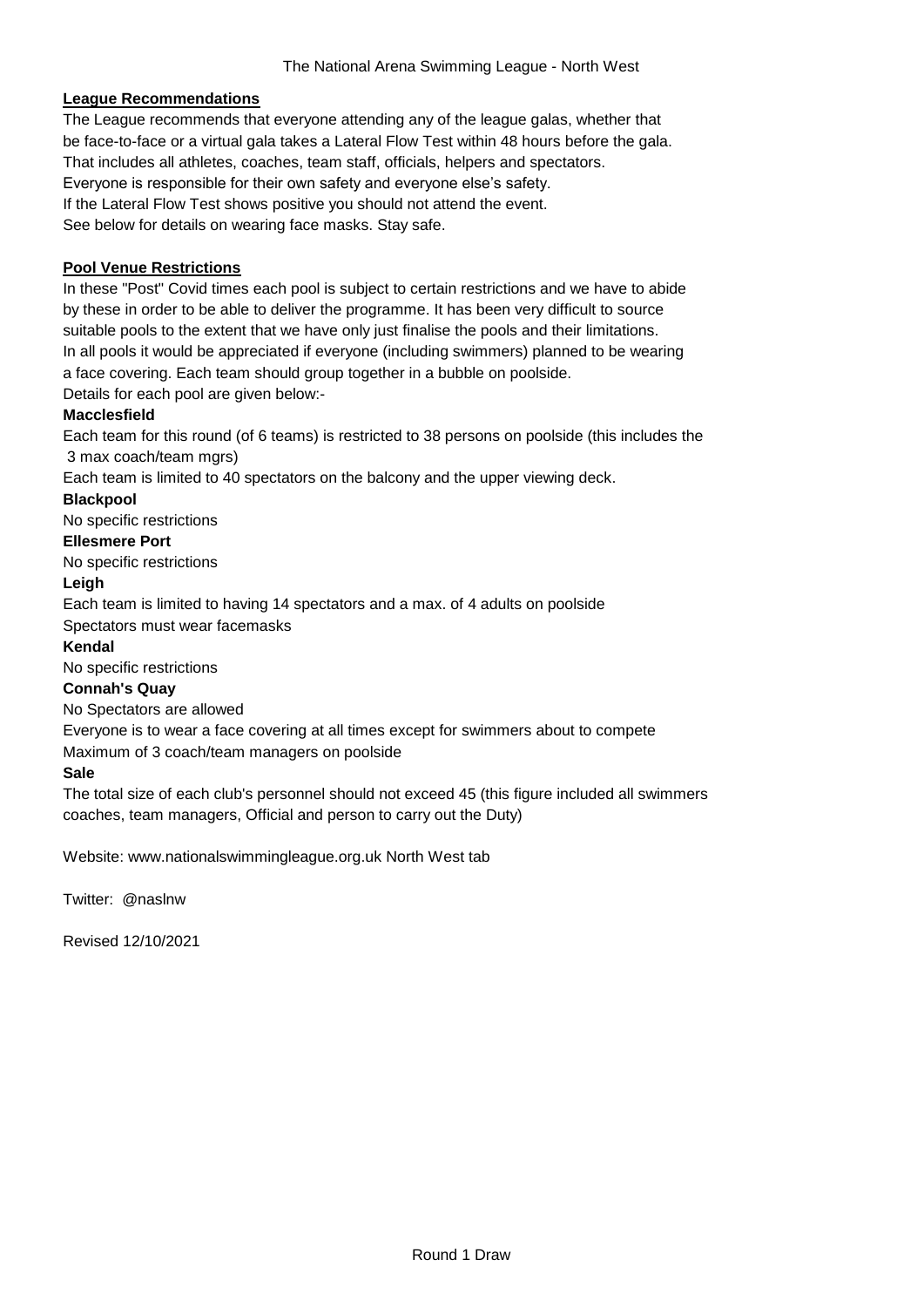The National Arena Swimming League - North West

## League Recommendations

The League recommends that everyone attending any of the league galas, whether that be face-to-face or a virtual gala takes a Lateral Flow Test within 48 hours before the gala. That includes all athletes, coaches, team staff, officials, helpers and spectators. Everyone is responsible for their own safety and everyone else's safety. If the Lateral Flow Test shows positive you should not attend the event. See below for details on wearing face masks. Stay safe.

## Pool Venue Restrictions

In these "Post" Covid times each pool is subject to certain restrictions and we have to abide by these in order to be able to deliver the programme. It has been very difficult to source suitable pools to the extent that we have only just finalise the pools and their limitations. In all pools it would be appreciated if everyone (including swimmers) planned to be wearing a face covering. Each team should group together in a bubble on poolside.

Details for each pool are given below:-

### Macclesfield

Each team for this round (of 6 teams) is restricted to 38 persons on poolside (this includes the 3 max coach/team mgrs)

Each team is limited to 40 spectators on the balcony and the upper viewing deck.

### Blackpool

No specific restrictions

### Ellesmere Port

No specific restrictions

### Leigh

Each team is limited to having 14 spectators and a max. of 4 adults on poolside

Spectators must wear facemasks

### Kendal

No specific restrictions

### Connah's Quay

No Spectators are allowed

Everyone is to wear a face covering at all times except for swimmers about to compete

Maximum of 3 coach/team managers on poolside

### Sale

The total size of each club's personnel should not exceed 45 (this figure included all swimmers coaches, team managers, Official and person to carry out the Duty)

Website: www.nationalswimmingleague.org.uk North West tab

Twitter: @naslnw

Revised 12/10/2021

Round 1 Draw